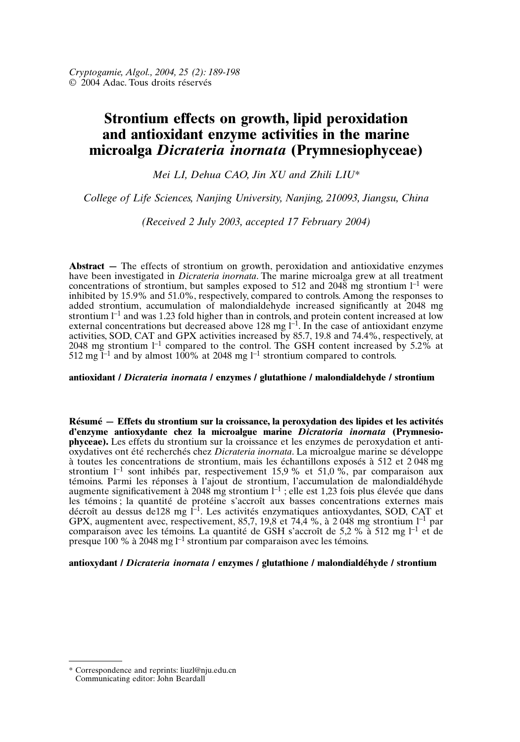Cryptogamie, Algol., 2004, 25 (2): 189-198
© 2004 Adac. Tous droits réservés

# Strontium effects on growth, lipid peroxidation and antioxidant enzyme activities in the marine microalga *Dicrateria inornata* (Prymnesiophyceae)

*Mei LI, Dehua CAO, Jin XU and Zhili LIU\**

*College of Life Sciences, Nanjing University, Nanjing, 210093, Jiangsu, China*

*(Received 2 July 2003, accepted 17 February 2004)*

**Abstract —** The effects of strontium on growth, peroxidation and antioxidative enzymes have been investigated in *Dicrateria inornata*. The marine microalga grew at all treatment concentrations of strontium, but samples exposed to 512 and 2048 mg strontium $l^{-1}$ were inhibited by 15.9% and 51.0%, respectively, compared to controls. Among the responses to added strontium, accumulation of malondialdehyde increased significantly at 2048 mg strontium $l^{-1}$ and was 1.23 fold higher than in controls, and protein content increased at low external concentrations but decreased above 128 mg $l^{-1}$. In the case of antioxidant enzyme activities, SOD, CAT and GPX activities increased by 85.7, 19.8 and 74.4%, respectively, at 2048 mg strontium $l^{-1}$ compared to the control. The GSH content increased by 5.2% at 512 mg $l^{-1}$ and by almost 100% at 2048 mg $l^{-1}$ strontium compared to controls.

**antioxidant / *Dicrateria inornata* / enzymes / glutathione / malondialdehyde / strontium**

**Résumé — Effets du strontium sur la croissance, la peroxydation des lipides et les activités d'enzyme antioxydante chez la microalgue marine *Dicratoria inornata* (Prymnesiophyceae).** Les effets du strontium sur la croissance et les enzymes de peroxydation et antioxydatives ont été recherchés chez *Dicrateria inornata*. La microalgue marine se développe à toutes les concentrations de strontium, mais les échantillons exposés à 512 et 2 048 mg strontium $l^{-1}$ sont inhibés par, respectivement 15,9 % et 51,0 %, par comparaison aux témoins. Parmi les réponses à l'ajout de strontium, l'accumulation de malondialdéhyde augmente significativement à 2048 mg strontium $l^{-1}$ ; elle est 1,23 fois plus élevée que dans les témoins ; la quantité de protéine s'accroît aux basses concentrations externes mais décroît au dessus de128 mg $l^{-1}$. Les activités enzymatiques antioxydantes, SOD, CAT et GPX, augmentent avec, respectivement, 85,7, 19,8 et 74,4 %, à 2 048 mg strontium $l^{-1}$ par comparaison avec les témoins. La quantité de GSH s'accroît de 5,2 % à 512 mg $l^{-1}$ et de presque 100 % à 2048 mg $l^{-1}$ strontium par comparaison avec les témoins.

**antioxydant / *Dicrateria inornata* / enzymes / glutathione / malondialdéhyde / strontium**

\* Correspondence and reprints: liuzl@nju.edu.cn
Communicating editor: John Beardall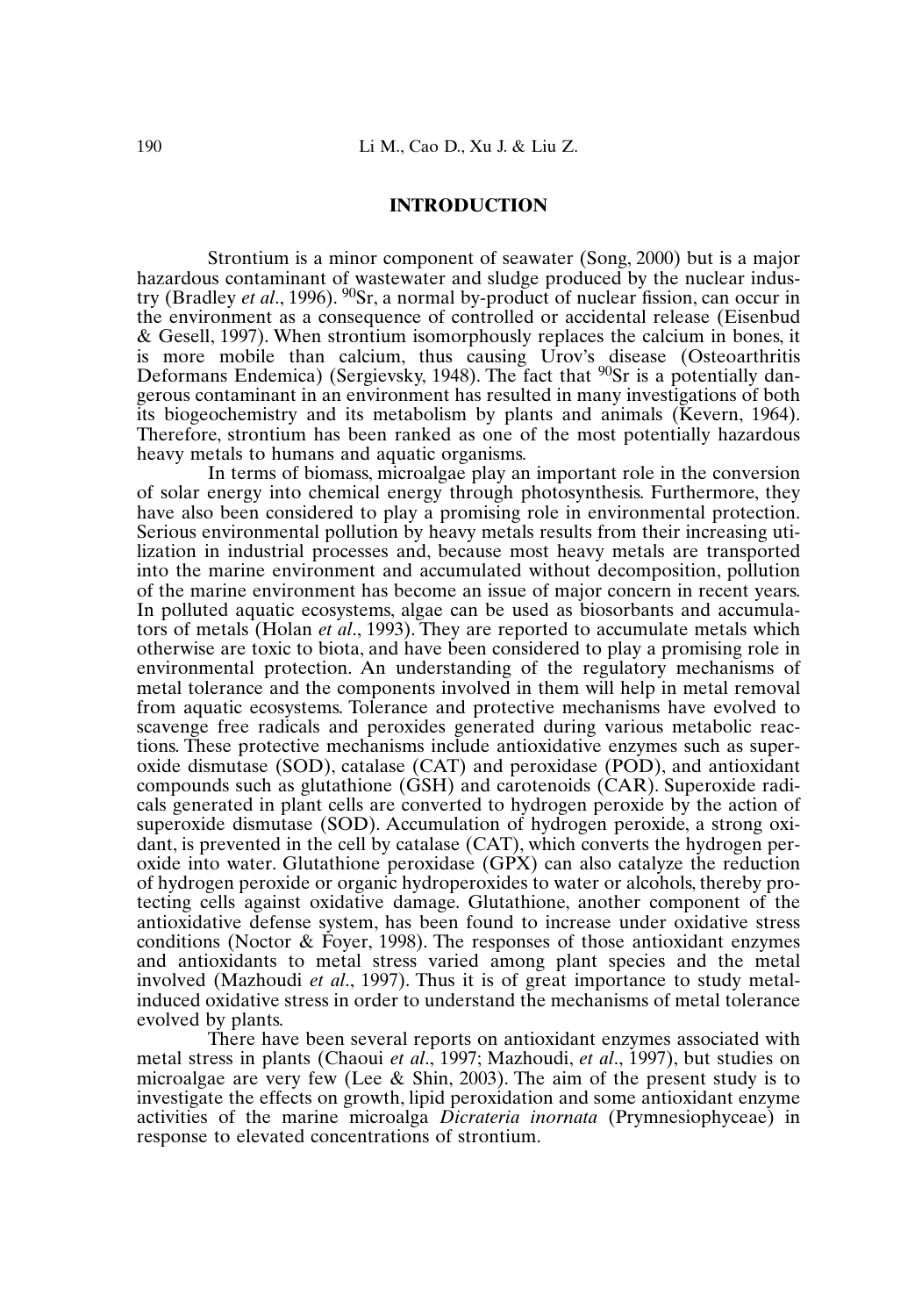## INTRODUCTION

Strontium is a minor component of seawater (Song, 2000) but is a major hazardous contaminant of wastewater and sludge produced by the nuclear industry (Bradley *et al*., 1996). $^{90}$Sr, a normal by-product of nuclear fission, can occur in the environment as a consequence of controlled or accidental release (Eisenbud & Gesell, 1997). When strontium isomorphously replaces the calcium in bones, it is more mobile than calcium, thus causing Urov's disease (Osteoarthritis Deformans Endemica) (Sergievsky, 1948). The fact that $^{90}$Sr is a potentially dangerous contaminant in an environment has resulted in many investigations of both its biogeochemistry and its metabolism by plants and animals (Kevern, 1964). Therefore, strontium has been ranked as one of the most potentially hazardous heavy metals to humans and aquatic organisms.

In terms of biomass, microalgae play an important role in the conversion of solar energy into chemical energy through photosynthesis. Furthermore, they have also been considered to play a promising role in environmental protection. Serious environmental pollution by heavy metals results from their increasing utilization in industrial processes and, because most heavy metals are transported into the marine environment and accumulated without decomposition, pollution of the marine environment has become an issue of major concern in recent years. In polluted aquatic ecosystems, algae can be used as biosorbants and accumulators of metals (Holan *et al*., 1993). They are reported to accumulate metals which otherwise are toxic to biota, and have been considered to play a promising role in environmental protection. An understanding of the regulatory mechanisms of metal tolerance and the components involved in them will help in metal removal from aquatic ecosystems. Tolerance and protective mechanisms have evolved to scavenge free radicals and peroxides generated during various metabolic reactions. These protective mechanisms include antioxidative enzymes such as superoxide dismutase (SOD), catalase (CAT) and peroxidase (POD), and antioxidant compounds such as glutathione (GSH) and carotenoids (CAR). Superoxide radicals generated in plant cells are converted to hydrogen peroxide by the action of superoxide dismutase (SOD). Accumulation of hydrogen peroxide, a strong oxidant, is prevented in the cell by catalase (CAT), which converts the hydrogen peroxide into water. Glutathione peroxidase (GPX) can also catalyze the reduction of hydrogen peroxide or organic hydroperoxides to water or alcohols, thereby protecting cells against oxidative damage. Glutathione, another component of the antioxidative defense system, has been found to increase under oxidative stress conditions (Noctor & Foyer, 1998). The responses of those antioxidant enzymes and antioxidants to metal stress varied among plant species and the metal involved (Mazhoudi *et al*., 1997). Thus it is of great importance to study metal-induced oxidative stress in order to understand the mechanisms of metal tolerance evolved by plants.

There have been several reports on antioxidant enzymes associated with metal stress in plants (Chaoui *et al*., 1997; Mazhoudi, *et al*., 1997), but studies on microalgae are very few (Lee & Shin, 2003). The aim of the present study is to investigate the effects on growth, lipid peroxidation and some antioxidant enzyme activities of the marine microalga *Dicrateria inornata* (Prymnesiophyceae) in response to elevated concentrations of strontium.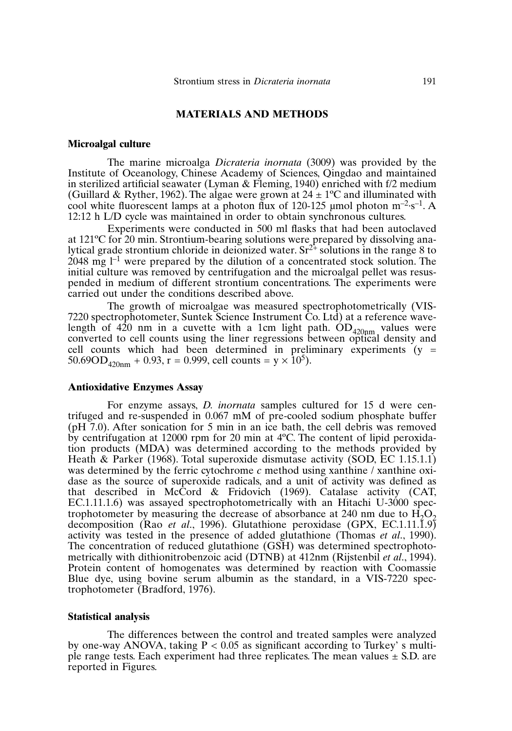## MATERIALS AND METHODS

### Microalgal culture

The marine microalga *Dicrateria inornata* (3009) was provided by the Institute of Oceanology, Chinese Academy of Sciences, Qingdao and maintained in sterilized artificial seawater (Lyman & Fleming, 1940) enriched with f/2 medium (Guillard & Ryther, 1962). The algae were grown at 24 ± 1ºC and illuminated with cool white fluorescent lamps at a photon flux of 120-125 μmol photon $m^{-2} \cdot s^{-1}$. A 12:12 h L/D cycle was maintained in order to obtain synchronous cultures.

Experiments were conducted in 500 ml flasks that had been autoclaved at 121ºC for 20 min. Strontium-bearing solutions were prepared by dissolving analytical grade strontium chloride in deionized water. $Sr^{2+}$ solutions in the range 8 to 2048 mg $l^{-1}$ were prepared by the dilution of a concentrated stock solution. The initial culture was removed by centrifugation and the microalgal pellet was resuspended in medium of different strontium concentrations. The experiments were carried out under the conditions described above.

The growth of microalgae was measured spectrophotometrically (VIS-7220 spectrophotometer, Suntek Science Instrument Co. Ltd) at a reference wavelength of 420 nm in a cuvette with a 1cm light path. $OD_{420nm}$ values were converted to cell counts using the liner regressions between optical density and cell counts which had been determined in preliminary experiments ($y = 50.69OD_{420nm} + 0.93$, $r = 0.999$, cell counts = $y \times 10^5$).

### Antioxidative Enzymes Assay

For enzyme assays, *D. inornata* samples cultured for 15 d were centrifuged and re-suspended in 0.067 mM of pre-cooled sodium phosphate buffer (pH 7.0). After sonication for 5 min in an ice bath, the cell debris was removed by centrifugation at 12000 rpm for 20 min at 4ºC. The content of lipid peroxidation products (MDA) was determined according to the methods provided by Heath & Parker (1968). Total superoxide dismutase activity (SOD, EC 1.15.1.1) was determined by the ferric cytochrome *c* method using xanthine / xanthine oxidase as the source of superoxide radicals, and a unit of activity was defined as that described in McCord & Fridovich (1969). Catalase activity (CAT, EC.1.11.1.6) was assayed spectrophotometrically with an Hitachi U-3000 spectrophotometer by measuring the decrease of absorbance at 240 nm due to $H_2O_2$ decomposition (Rao *et al*., 1996). Glutathione peroxidase (GPX, EC.1.11.1.9) activity was tested in the presence of added glutathione (Thomas *et al*., 1990). The concentration of reduced glutathione (GSH) was determined spectrophotometrically with dithionitrobenzoic acid (DTNB) at 412nm (Rijstenbil *et al*., 1994). Protein content of homogenates was determined by reaction with Coomassie Blue dye, using bovine serum albumin as the standard, in a VIS-7220 spectrophotometer (Bradford, 1976).

### Statistical analysis

The differences between the control and treated samples were analyzed by one-way ANOVA, taking $P < 0.05$ as significant according to Turkey' s multiple range tests. Each experiment had three replicates. The mean values ± S.D. are reported in Figures.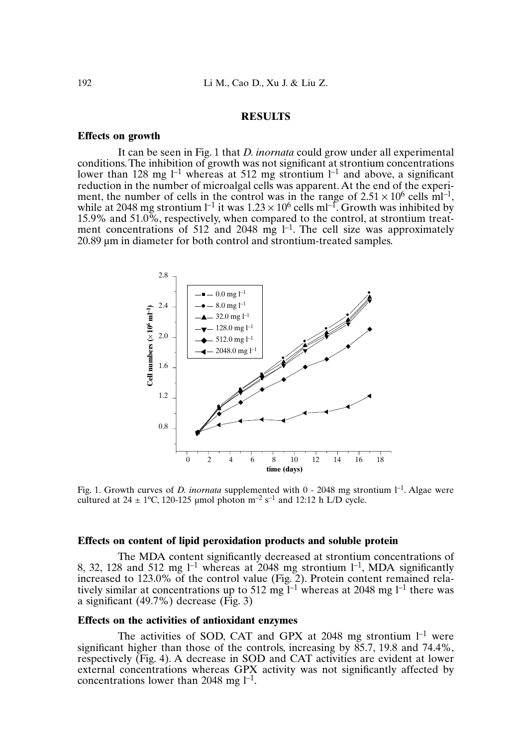## RESULTS

### Effects on growth

It can be seen in Fig. 1 that *D. inornata* could grow under all experimental conditions. The inhibition of growth was not significant at strontium concentrations lower than 128 mg $l^{-1}$ whereas at 512 mg strontium $l^{-1}$ and above, a significant reduction in the number of microalgal cells was apparent. At the end of the experiment, the number of cells in the control was in the range of $2.51 \times 10^6$ cells $ml^{-1}$, while at 2048 mg strontium $l^{-1}$ it was $1.23 \times 10^6$ cells $ml^{-1}$. Growth was inhibited by 15.9% and 51.0%, respectively, when compared to the control, at strontium treatment concentrations of 512 and 2048 mg $l^{-1}$. The cell size was approximately 20.89 µm in diameter for both control and strontium-treated samples.

Fig. 1. Growth curves of *D. inornata* supplemented with 0 - 2048 mg strontium $l^{-1}$. Algae were cultured at 24 ± 1ºC, 120-125 µmol photon $m^{-2}$ $s^{-1}$ and 12:12 h L/D cycle.

### Effects on content of lipid peroxidation products and soluble protein

The MDA content significantly decreased at strontium concentrations of 8, 32, 128 and 512 mg $l^{-1}$ whereas at 2048 mg strontium $l^{-1}$, MDA significantly increased to 123.0% of the control value (Fig. 2). Protein content remained relatively similar at concentrations up to 512 mg $l^{-1}$ whereas at 2048 mg $l^{-1}$ there was a significant (49.7%) decrease (Fig. 3)

### Effects on the activities of antioxidant enzymes

The activities of SOD, CAT and GPX at 2048 mg strontium $l^{-1}$ were significant higher than those of the controls, increasing by 85.7, 19.8 and 74.4%, respectively (Fig. 4). A decrease in SOD and CAT activities are evident at lower external concentrations whereas GPX activity was not significantly affected by concentrations lower than 2048 mg $l^{-1}$.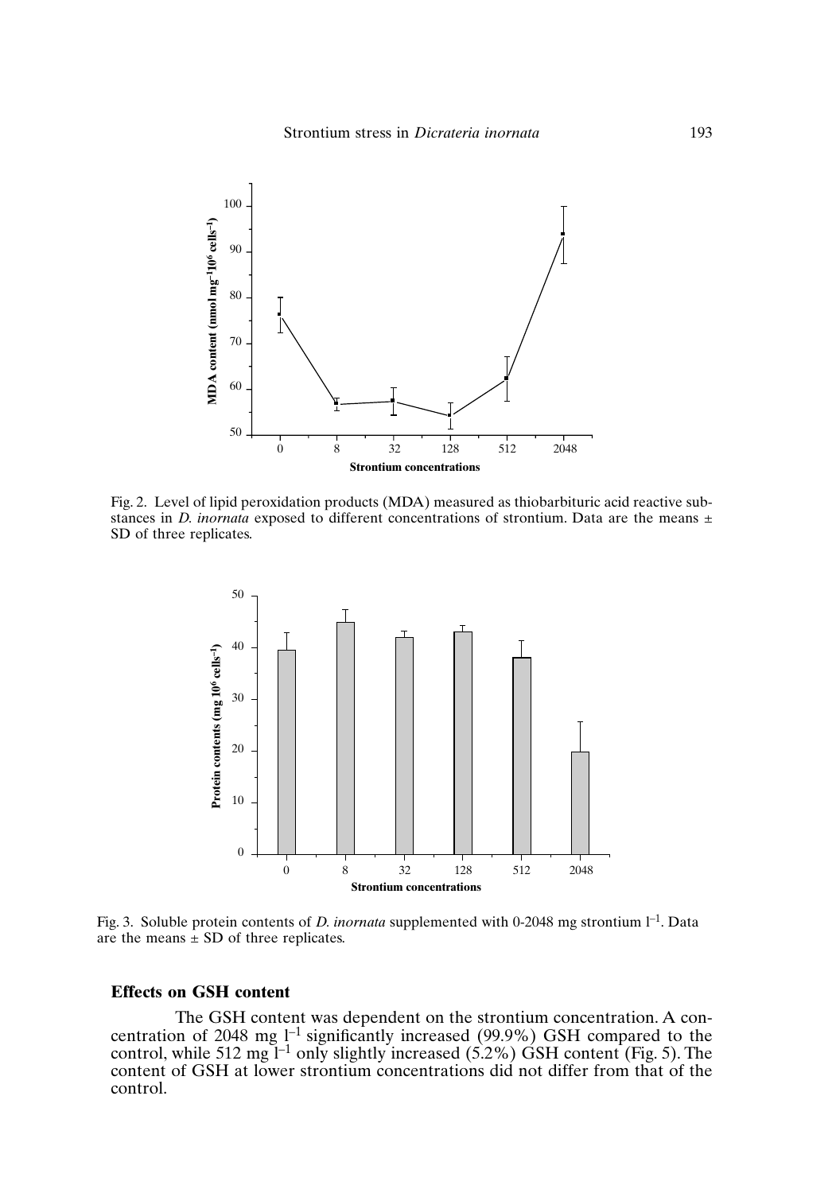Fig. 2. Level of lipid peroxidation products (MDA) measured as thiobarbituric acid reactive substances in *D. inornata* exposed to different concentrations of strontium. Data are the means ± SD of three replicates.

Fig. 3. Soluble protein contents of *D. inornata* supplemented with 0-2048 mg strontium $l^{-1}$. Data are the means ± SD of three replicates.

### Effects on GSH content

The GSH content was dependent on the strontium concentration. A concentration of 2048 mg $l^{-1}$ significantly increased (99.9%) GSH compared to the control, while 512 mg $l^{-1}$ only slightly increased (5.2%) GSH content (Fig. 5). The content of GSH at lower strontium concentrations did not differ from that of the control.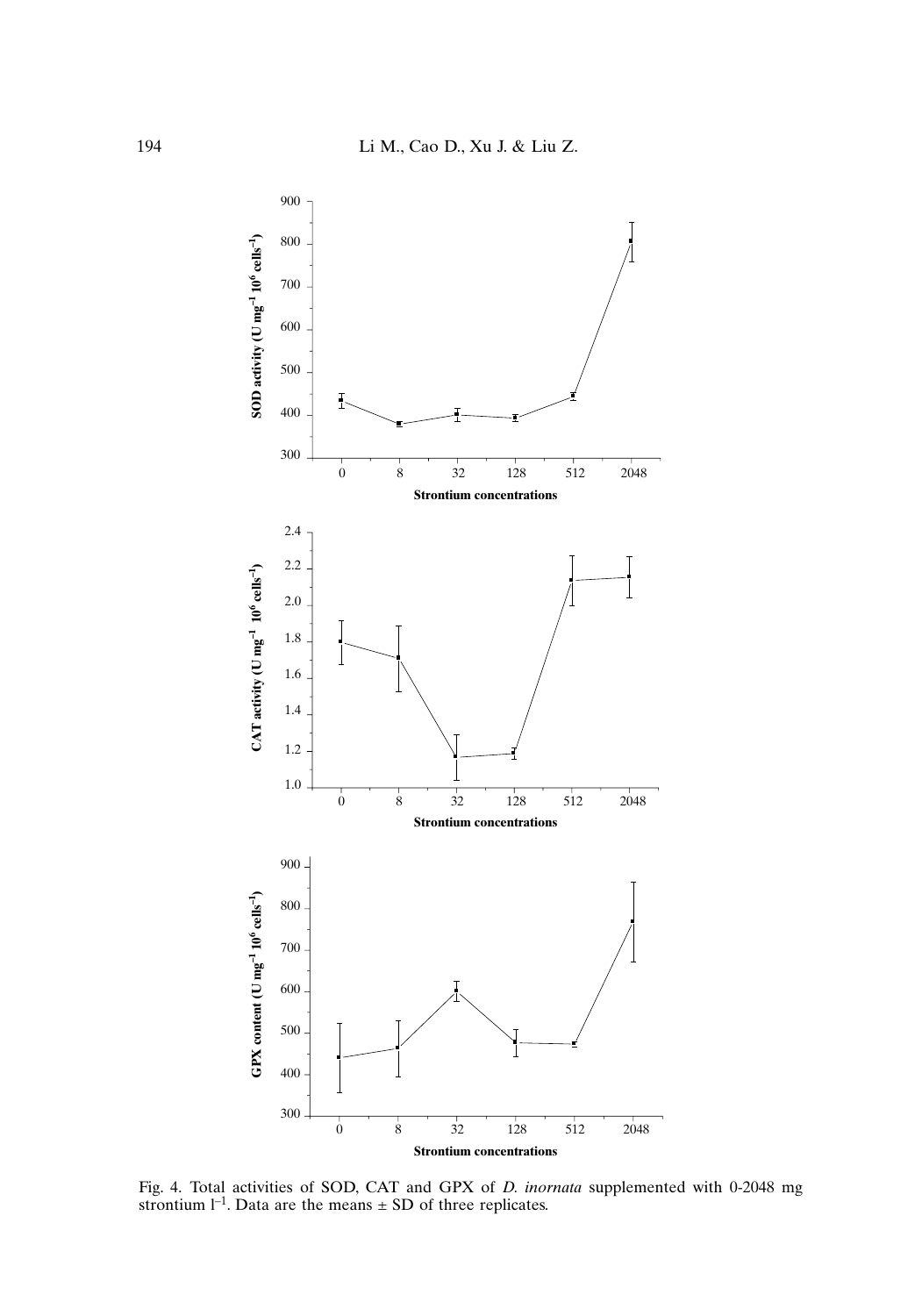Fig. 4. Total activities of SOD, CAT and GPX of *D. inornata* supplemented with 0-2048 mg strontium $l^{-1}$. Data are the means ± SD of three replicates.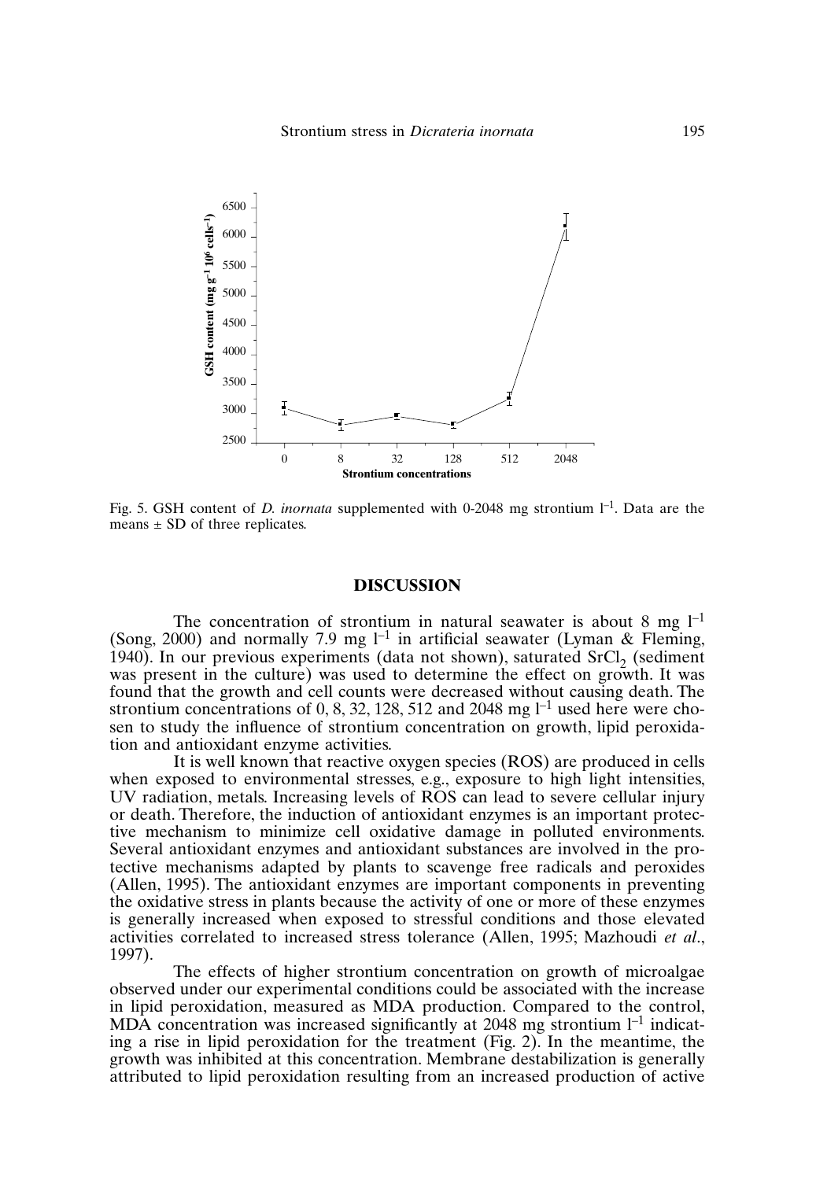Fig. 5. GSH content of *D. inornata* supplemented with 0-2048 mg strontium $l^{-1}$. Data are the means ± SD of three replicates.

## DISCUSSION

The concentration of strontium in natural seawater is about 8 mg $l^{-1}$ (Song, 2000) and normally 7.9 mg $l^{-1}$ in artificial seawater (Lyman & Fleming, 1940). In our previous experiments (data not shown), saturated $SrCl_2$ (sediment was present in the culture) was used to determine the effect on growth. It was found that the growth and cell counts were decreased without causing death. The strontium concentrations of 0, 8, 32, 128, 512 and 2048 mg $l^{-1}$ used here were chosen to study the influence of strontium concentration on growth, lipid peroxidation and antioxidant enzyme activities.

It is well known that reactive oxygen species (ROS) are produced in cells when exposed to environmental stresses, e.g., exposure to high light intensities, UV radiation, metals. Increasing levels of ROS can lead to severe cellular injury or death. Therefore, the induction of antioxidant enzymes is an important protective mechanism to minimize cell oxidative damage in polluted environments. Several antioxidant enzymes and antioxidant substances are involved in the protective mechanisms adapted by plants to scavenge free radicals and peroxides (Allen, 1995). The antioxidant enzymes are important components in preventing the oxidative stress in plants because the activity of one or more of these enzymes is generally increased when exposed to stressful conditions and those elevated activities correlated to increased stress tolerance (Allen, 1995; Mazhoudi *et al*., 1997).

The effects of higher strontium concentration on growth of microalgae observed under our experimental conditions could be associated with the increase in lipid peroxidation, measured as MDA production. Compared to the control, MDA concentration was increased significantly at 2048 mg strontium $l^{-1}$ indicating a rise in lipid peroxidation for the treatment (Fig. 2). In the meantime, the growth was inhibited at this concentration. Membrane destabilization is generally attributed to lipid peroxidation resulting from an increased production of active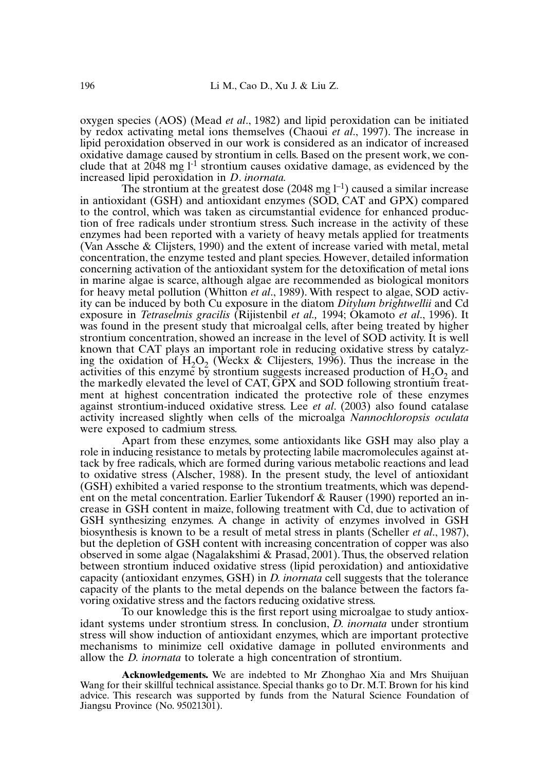oxygen species (AOS) (Mead *et al*., 1982) and lipid peroxidation can be initiated by redox activating metal ions themselves (Chaoui *et al*., 1997). The increase in lipid peroxidation observed in our work is considered as an indicator of increased oxidative damage caused by strontium in cells. Based on the present work, we conclude that at 2048 mg $l^{-1}$ strontium causes oxidative damage, as evidenced by the increased lipid peroxidation in *D. inornata.*

The strontium at the greatest dose (2048 mg $l^{-1}$) caused a similar increase in antioxidant (GSH) and antioxidant enzymes (SOD, CAT and GPX) compared to the control, which was taken as circumstantial evidence for enhanced production of free radicals under strontium stress. Such increase in the activity of these enzymes had been reported with a variety of heavy metals applied for treatments (Van Assche & Clijsters, 1990) and the extent of increase varied with metal, metal concentration, the enzyme tested and plant species. However, detailed information concerning activation of the antioxidant system for the detoxification of metal ions in marine algae is scarce, although algae are recommended as biological monitors for heavy metal pollution (Whitton *et al*., 1989). With respect to algae, SOD activity can be induced by both Cu exposure in the diatom *Ditylum brightwellii* and Cd exposure in *Tetraselmis gracilis* (Rijistenbil *et al.,* 1994; Okamoto *et al*., 1996). It was found in the present study that microalgal cells, after being treated by higher strontium concentration, showed an increase in the level of SOD activity. It is well known that CAT plays an important role in reducing oxidative stress by catalyzing the oxidation of $H_2O_2$ (Weckx & Clijesters, 1996). Thus the increase in the activities of this enzyme by strontium suggests increased production of $H_2O_2$ and the markedly elevated the level of CAT, GPX and SOD following strontium treatment at highest concentration indicated the protective role of these enzymes against strontium-induced oxidative stress. Lee *et al*. (2003) also found catalase activity increased slightly when cells of the microalga *Nannochloropsis oculata* were exposed to cadmium stress.

Apart from these enzymes, some antioxidants like GSH may also play a role in inducing resistance to metals by protecting labile macromolecules against attack by free radicals, which are formed during various metabolic reactions and lead to oxidative stress (Alscher, 1988). In the present study, the level of antioxidant (GSH) exhibited a varied response to the strontium treatments, which was dependent on the metal concentration. Earlier Tukendorf & Rauser (1990) reported an increase in GSH content in maize, following treatment with Cd, due to activation of GSH synthesizing enzymes. A change in activity of enzymes involved in GSH biosynthesis is known to be a result of metal stress in plants (Scheller *et al*., 1987), but the depletion of GSH content with increasing concentration of copper was also observed in some algae (Nagalakshimi & Prasad, 2001). Thus, the observed relation between strontium induced oxidative stress (lipid peroxidation) and antioxidative capacity (antioxidant enzymes, GSH) in *D. inornata* cell suggests that the tolerance capacity of the plants to the metal depends on the balance between the factors favoring oxidative stress and the factors reducing oxidative stress.

To our knowledge this is the first report using microalgae to study antioxidant systems under strontium stress. In conclusion, *D. inornata* under strontium stress will show induction of antioxidant enzymes, which are important protective mechanisms to minimize cell oxidative damage in polluted environments and allow the *D. inornata* to tolerate a high concentration of strontium.

**Acknowledgements.** We are indebted to Mr Zhonghao Xia and Mrs Shuijuan Wang for their skillful technical assistance. Special thanks go to Dr. M.T. Brown for his kind advice. This research was supported by funds from the Natural Science Foundation of Jiangsu Province (No. 95021301).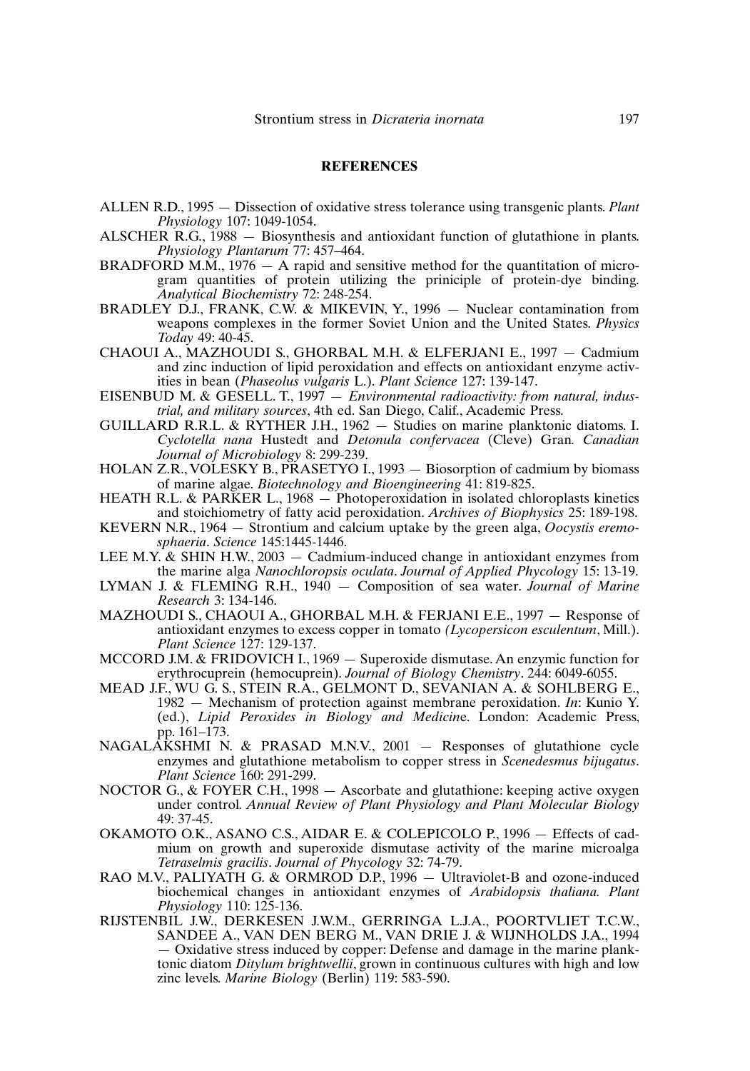## REFERENCES

ALLEN R.D., 1995 — Dissection of oxidative stress tolerance using transgenic plants. *Plant Physiology* 107: 1049-1054.

ALSCHER R.G., 1988 — Biosynthesis and antioxidant function of glutathione in plants. *Physiology Plantarum* 77: 457–464.

BRADFORD M.M., 1976 — A rapid and sensitive method for the quantitation of microgram quantities of protein utilizing the priniciple of protein-dye binding. *Analytical Biochemistry* 72: 248-254.

BRADLEY D.J., FRANK, C.W. & MIKEVIN, Y., 1996 — Nuclear contamination from weapons complexes in the former Soviet Union and the United States. *Physics Today* 49: 40-45.

CHAOUI A., MAZHOUDI S., GHORBAL M.H. & ELFERJANI E., 1997 — Cadmium and zinc induction of lipid peroxidation and effects on antioxidant enzyme activities in bean (*Phaseolus vulgaris* L.). *Plant Science* 127: 139-147.

EISENBUD M. & GESELL. T., 1997 — *Environmental radioactivity: from natural, industrial, and military sources*, 4th ed. San Diego, Calif., Academic Press.

GUILLARD R.R.L. & RYTHER J.H., 1962 — Studies on marine planktonic diatoms. I. *Cyclotella nana* Hustedt and *Detonula confervacea* (Cleve) Gran. *Canadian Journal of Microbiology* 8: 299-239.

HOLAN Z.R., VOLESKY B., PRASETYO I., 1993 — Biosorption of cadmium by biomass of marine algae. *Biotechnology and Bioengineering* 41: 819-825.

HEATH R.L. & PARKER L., 1968 — Photoperoxidation in isolated chloroplasts kinetics and stoichiometry of fatty acid peroxidation. *Archives of Biophysics* 25: 189-198.

KEVERN N.R., 1964 — Strontium and calcium uptake by the green alga, *Oocystis eremosphaeria*. *Science* 145:1445-1446.

LEE M.Y. & SHIN H.W., 2003 — Cadmium-induced change in antioxidant enzymes from the marine alga *Nanochloropsis oculata*. *Journal of Applied Phycology* 15: 13-19.

LYMAN J. & FLEMING R.H., 1940 — Composition of sea water. *Journal of Marine Research* 3: 134-146.

MAZHOUDI S., CHAOUI A., GHORBAL M.H. & FERJANI E.E., 1997 — Response of antioxidant enzymes to excess copper in tomato *(Lycopersicon esculentum*, Mill.). *Plant Science* 127: 129-137.

MCCORD J.M. & FRIDOVICH I., 1969 — Superoxide dismutase. An enzymic function for erythrocuprein (hemocuprein). *Journal of Biology Chemistry*. 244: 6049-6055.

MEAD J.F., WU G. S., STEIN R.A., GELMONT D., SEVANIAN A. & SOHLBERG E., 1982 — Mechanism of protection against membrane peroxidation. *In*: Kunio Y. (ed.), *Lipid Peroxides in Biology and Medicin*e. London: Academic Press, pp. 161–173.

NAGALAKSHMI N. & PRASAD M.N.V., 2001 — Responses of glutathione cycle enzymes and glutathione metabolism to copper stress in *Scenedesmus bijugatus*. *Plant Science* 160: 291-299.

NOCTOR G., & FOYER C.H., 1998 — Ascorbate and glutathione: keeping active oxygen under control. *Annual Review of Plant Physiology and Plant Molecular Biology* 49: 37-45.

OKAMOTO O.K., ASANO C.S., AIDAR E. & COLEPICOLO P., 1996 — Effects of cadmium on growth and superoxide dismutase activity of the marine microalga *Tetraselmis gracilis*. *Journal of Phycology* 32: 74-79.

RAO M.V., PALIYATH G. & ORMROD D.P., 1996 — Ultraviolet-B and ozone-induced biochemical changes in antioxidant enzymes of *Arabidopsis thaliana. Plant Physiology* 110: 125-136.

RIJSTENBIL J.W., DERKESEN J.W.M., GERRINGA L.J.A., POORTVLIET T.C.W., SANDEE A., VAN DEN BERG M., VAN DRIE J. & WIJNHOLDS J.A., 1994 — Oxidative stress induced by copper: Defense and damage in the marine planktonic diatom *Ditylum brightwellii*, grown in continuous cultures with high and low zinc levels. *Marine Biology* (Berlin) 119: 583-590.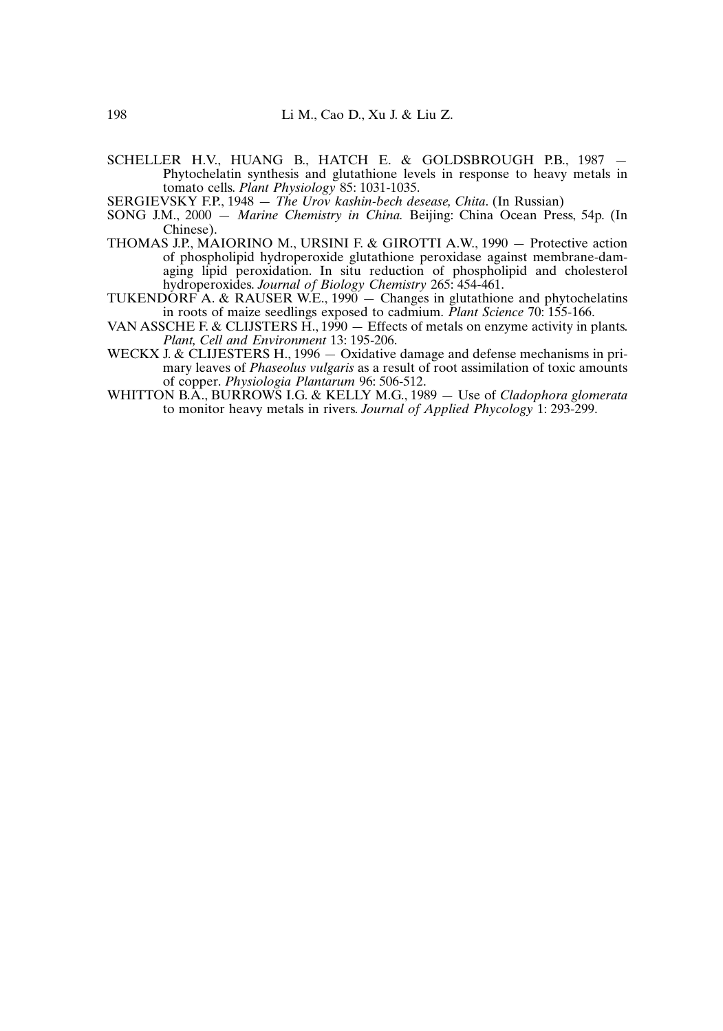SCHELLER H.V., HUANG B., HATCH E. & GOLDSBROUGH P.B., 1987 — Phytochelatin synthesis and glutathione levels in response to heavy metals in tomato cells. *Plant Physiology* 85: 1031-1035.

SERGIEVSKY F.P., 1948 — *The Urov kashin-bech desease, Chita*. (In Russian)

SONG J.M., 2000 — *Marine Chemistry in China.* Beijing: China Ocean Press, 54p. (In Chinese).

THOMAS J.P., MAIORINO M., URSINI F. & GIROTTI A.W., 1990 — Protective action of phospholipid hydroperoxide glutathione peroxidase against membrane-damaging lipid peroxidation. In situ reduction of phospholipid and cholesterol hydroperoxides. *Journal of Biology Chemistry* 265: 454-461.

TUKENDORF A. & RAUSER W.E., 1990 — Changes in glutathione and phytochelatins in roots of maize seedlings exposed to cadmium. *Plant Science* 70: 155-166.

VAN ASSCHE F. & CLIJSTERS H., 1990 — Effects of metals on enzyme activity in plants. *Plant, Cell and Environment* 13: 195-206.

WECKX J. & CLIJESTERS H., 1996 — Oxidative damage and defense mechanisms in primary leaves of *Phaseolus vulgaris* as a result of root assimilation of toxic amounts of copper. *Physiologia Plantarum* 96: 506-512.

WHITTON B.A., BURROWS I.G. & KELLY M.G., 1989 — Use of *Cladophora glomerata* to monitor heavy metals in rivers. *Journal of Applied Phycology* 1: 293-299.